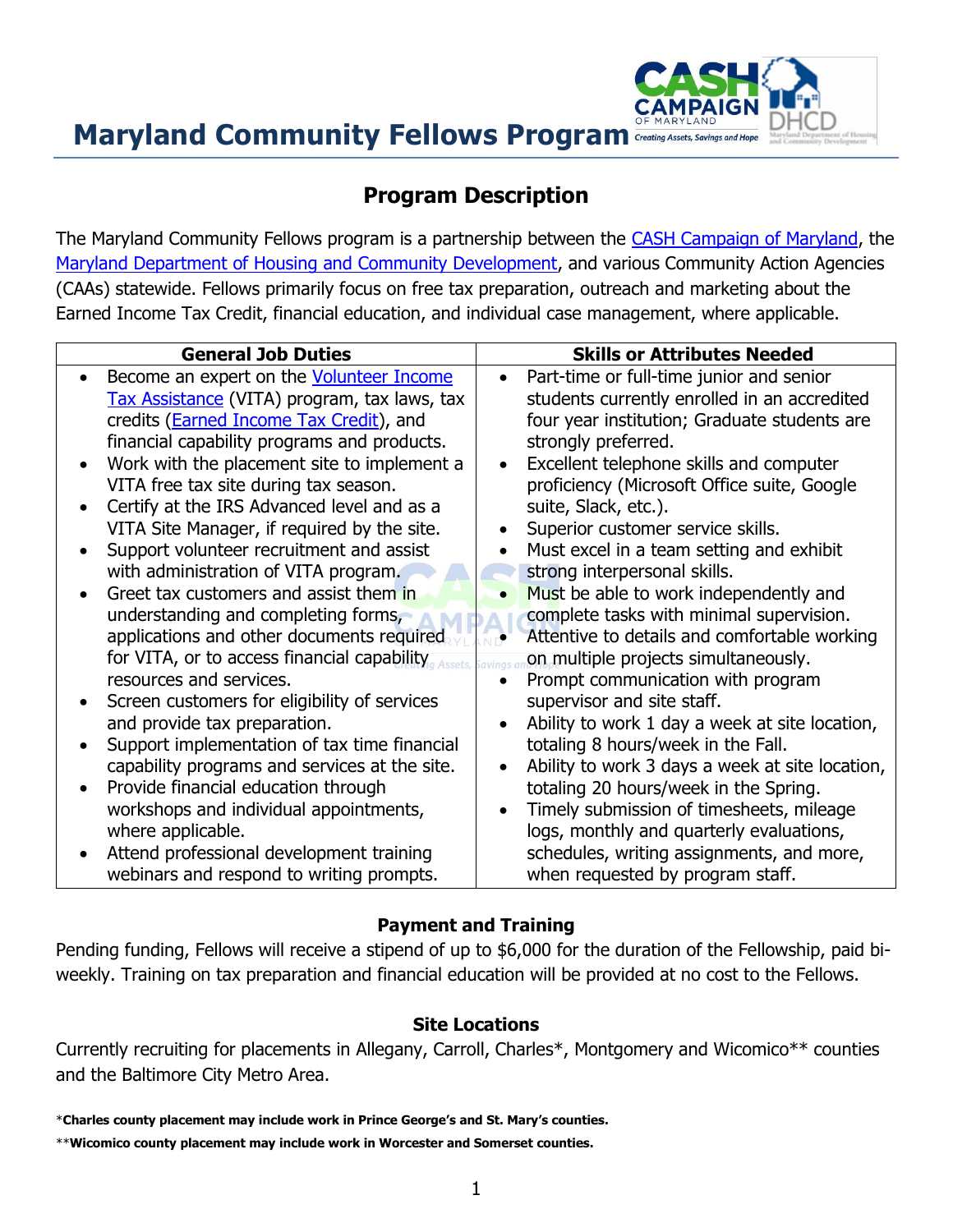# Maryland Community Fellows Program

## Program Description

The Maryland Community Fellows program is a partnership between the CASH Campaign of Maryland, the Maryland Department of Housing and Community Development, and various Community Action Agencies (CAAs) statewide. Fellows primarily focus on free tax preparation, outreach and marketing about the Earned Income Tax Credit, financial education, and individual case management, where applicable.

| General Job Duties | Skills or Attributes Needed |
|---|---|
| • Become an expert on the Volunteer Income Tax Assistance (VITA) program, tax laws, tax credits (Earned Income Tax Credit), and financial capability programs and products.<br>• Work with the placement site to implement a VITA free tax site during tax season.<br>• Certify at the IRS Advanced level and as a VITA Site Manager, if required by the site.<br>• Support volunteer recruitment and assist with administration of VITA program.<br>• Greet tax customers and assist them in understanding and completing forms, applications and other documents required for VITA, or to access financial capability resources and services.<br>• Screen customers for eligibility of services and provide tax preparation.<br>• Support implementation of tax time financial capability programs and services at the site.<br>• Provide financial education through workshops and individual appointments, where applicable.<br>• Attend professional development training webinars and respond to writing prompts. | • Part-time or full-time junior and senior students currently enrolled in an accredited four year institution; Graduate students are strongly preferred.<br>• Excellent telephone skills and computer proficiency (Microsoft Office suite, Google suite, Slack, etc.).<br>• Superior customer service skills.<br>• Must excel in a team setting and exhibit strong interpersonal skills.<br>• Must be able to work independently and complete tasks with minimal supervision.<br>• Attentive to details and comfortable working on multiple projects simultaneously.<br>• Prompt communication with program supervisor and site staff.<br>• Ability to work 1 day a week at site location, totaling 8 hours/week in the Fall.<br>• Ability to work 3 days a week at site location, totaling 20 hours/week in the Spring.<br>• Timely submission of timesheets, mileage logs, monthly and quarterly evaluations, schedules, writing assignments, and more, when requested by program staff. |

### Payment and Training

Pending funding, Fellows will receive a stipend of up to $6,000 for the duration of the Fellowship, paid bi-weekly. Training on tax preparation and financial education will be provided at no cost to the Fellows.

### Site Locations

Currently recruiting for placements in Allegany, Carroll, Charles*, Montgomery and Wicomico** counties and the Baltimore City Metro Area.

*__Charles county placement may include work in Prince George's and St. Mary's counties.__

**__Wicomico county placement may include work in Worcester and Somerset counties.__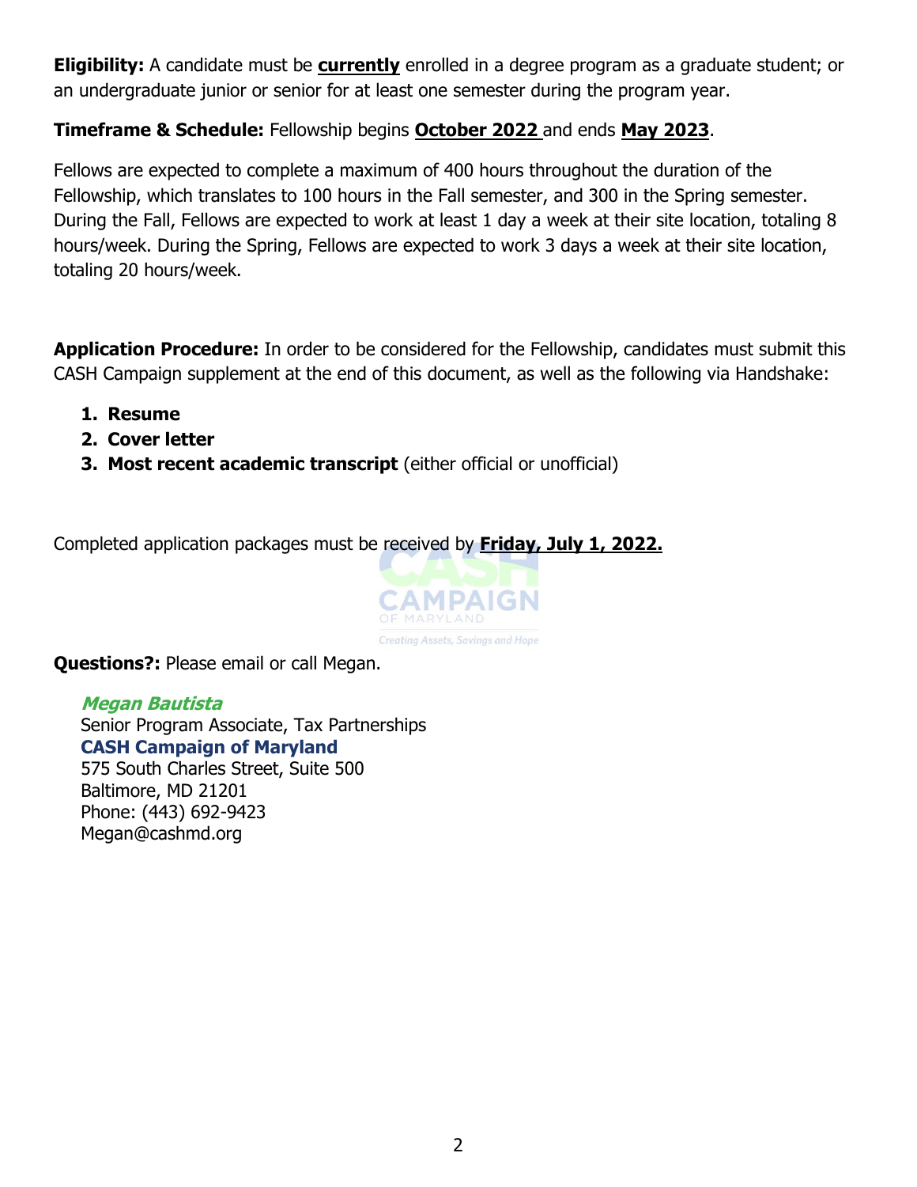**Eligibility:** A candidate must be **currently** enrolled in a degree program as a graduate student; or an undergraduate junior or senior for at least one semester during the program year.

**Timeframe & Schedule:** Fellowship begins **October 2022** and ends **May 2023**.

Fellows are expected to complete a maximum of 400 hours throughout the duration of the Fellowship, which translates to 100 hours in the Fall semester, and 300 in the Spring semester. During the Fall, Fellows are expected to work at least 1 day a week at their site location, totaling 8 hours/week. During the Spring, Fellows are expected to work 3 days a week at their site location, totaling 20 hours/week.

**Application Procedure:** In order to be considered for the Fellowship, candidates must submit this CASH Campaign supplement at the end of this document, as well as the following via Handshake:

1. **Resume**
2. **Cover letter**
3. **Most recent academic transcript** (either official or unofficial)

Completed application packages must be received by **Friday, July 1, 2022.**

CASH CAMPAIGN OF MARYLAND
Creating Assets, Savings and Hope

**Questions?:** Please email or call Megan.

***Megan Bautista***
Senior Program Associate, Tax Partnerships
**CASH Campaign of Maryland**
575 South Charles Street, Suite 500
Baltimore, MD 21201
Phone: (443) 692-9423
Megan@cashmd.org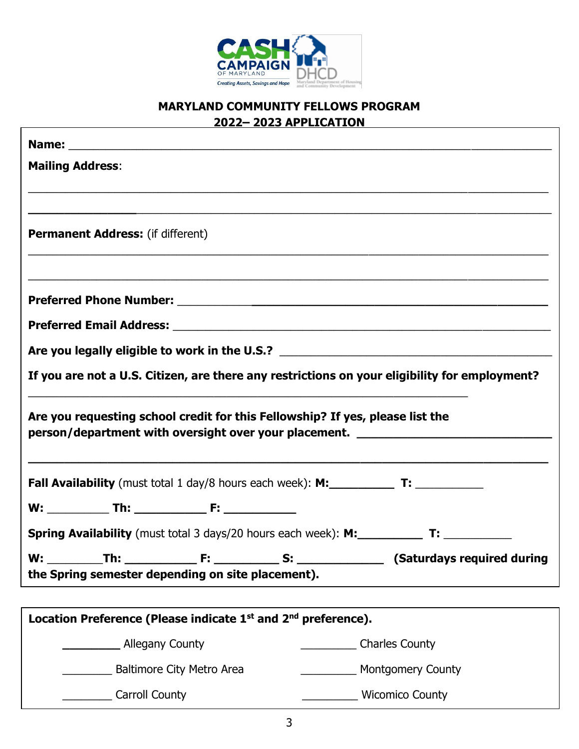# MARYLAND COMMUNITY FELLOWS PROGRAM
## 2022– 2023 APPLICATION

**Name:** ____________________________________________________________________________

**Mailing Address**:

____________________________________________________________________________

____________________________________________________________________________

**Permanent Address:** (if different)

____________________________________________________________________________

____________________________________________________________________________

**Preferred Phone Number:** ____________________________________________________

**Preferred Email Address:** ____________________________________________________

**Are you legally eligible to work in the U.S.?** _____________________________________

**If you are not a U.S. Citizen, are there any restrictions on your eligibility for employment?**

____________________________________________________________________________

**Are you requesting school credit for this Fellowship? If yes, please list the person/department with oversight over your placement.** ___________________________

____________________________________________________________________________

**Fall Availability** (must total 1 day/8 hours each week): **M:**__________ **T:** ___________

**W:** __________ **Th:** ___________ **F:** ___________

**Spring Availability** (must total 3 days/20 hours each week): **M:**__________ **T:** ___________

**W:** ________**Th:** ___________ **F:** __________ **S:** _____________ **(Saturdays required during the Spring semester depending on site placement).**

**Location Preference (Please indicate 1st and 2nd preference).**

| | |
|---|---|
| _________ Allegany County | _________ Charles County |
| _________ Baltimore City Metro Area | _________ Montgomery County |
| _________ Carroll County | _________ Wicomico County |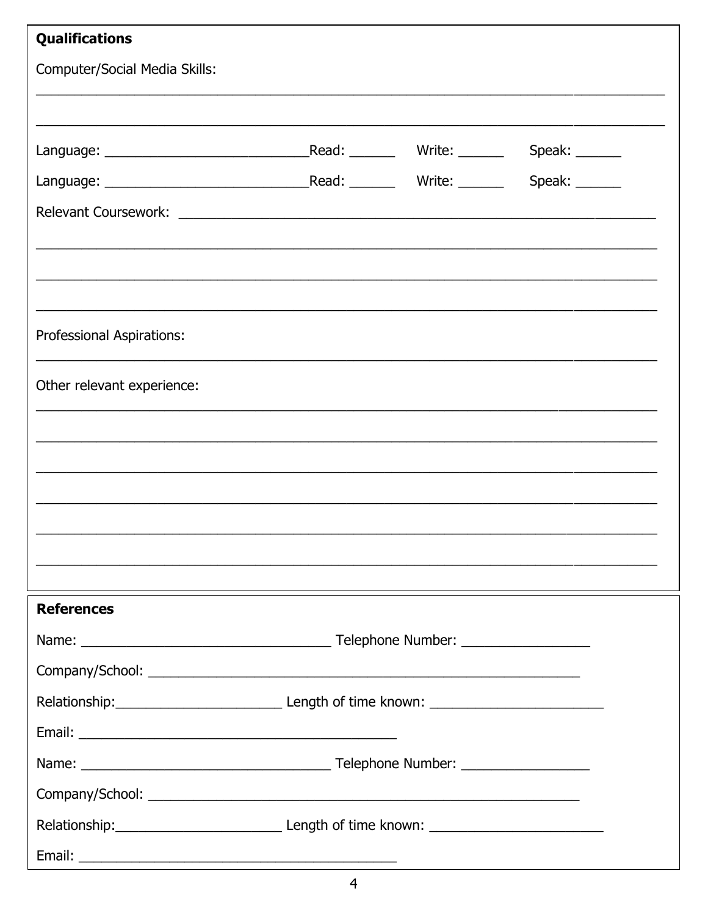## Qualifications

Computer/Social Media Skills: ____________________________________________

____________________________________________

Language: ____________________ Read: ______ Write: ______ Speak: ______

Language: ____________________ Read: ______ Write: ______ Speak: ______

Relevant Coursework: ____________________________________________

____________________________________________

____________________________________________

____________________________________________

Professional Aspirations:

____________________________________________

Other relevant experience:

____________________________________________

____________________________________________

____________________________________________

____________________________________________

____________________________________________

____________________________________________

## References

Name: ______________________ Telephone Number: ______________

Company/School: ____________________________________________

Relationship: ______________ Length of time known: ______________

Email: ______________________________

Name: ______________________ Telephone Number: ______________

Company/School: ____________________________________________

Relationship: ______________ Length of time known: ______________

Email: ______________________________